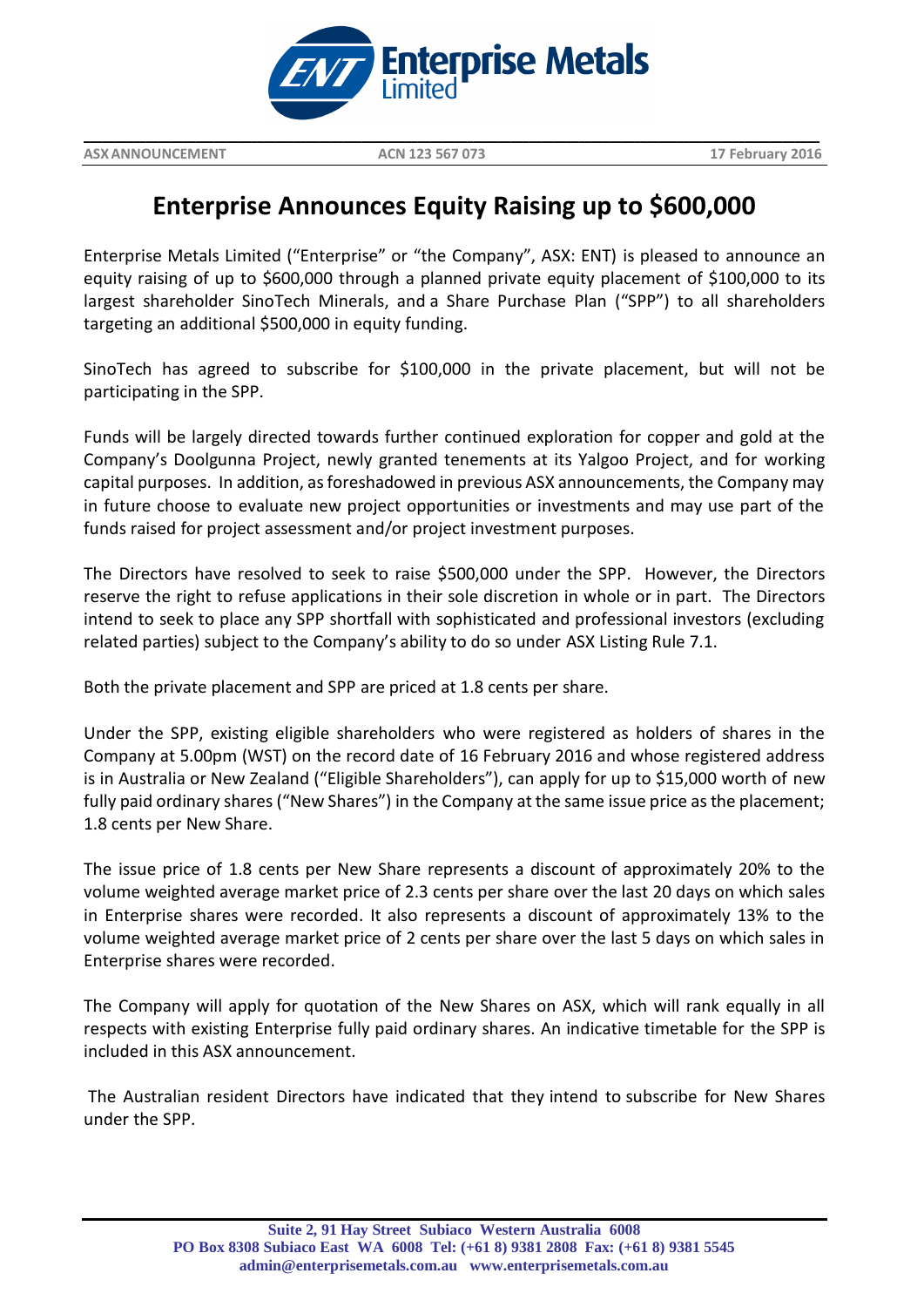ASX ANNOUNCEMENT | ACN 123 567 073 | 17 February 2016

# Enterprise Announces Equity Raising up to $600,000

Enterprise Metals Limited ("Enterprise" or "the Company", ASX: ENT) is pleased to announce an equity raising of up to $600,000 through a planned private equity placement of $100,000 to its largest shareholder SinoTech Minerals, and a Share Purchase Plan ("SPP") to all shareholders targeting an additional $500,000 in equity funding.

SinoTech has agreed to subscribe for $100,000 in the private placement, but will not be participating in the SPP.

Funds will be largely directed towards further continued exploration for copper and gold at the Company's Doolgunna Project, newly granted tenements at its Yalgoo Project, and for working capital purposes. In addition, as foreshadowed in previous ASX announcements, the Company may in future choose to evaluate new project opportunities or investments and may use part of the funds raised for project assessment and/or project investment purposes.

The Directors have resolved to seek to raise $500,000 under the SPP. However, the Directors reserve the right to refuse applications in their sole discretion in whole or in part. The Directors intend to seek to place any SPP shortfall with sophisticated and professional investors (excluding related parties) subject to the Company's ability to do so under ASX Listing Rule 7.1.

Both the private placement and SPP are priced at 1.8 cents per share.

Under the SPP, existing eligible shareholders who were registered as holders of shares in the Company at 5.00pm (WST) on the record date of 16 February 2016 and whose registered address is in Australia or New Zealand ("Eligible Shareholders"), can apply for up to $15,000 worth of new fully paid ordinary shares ("New Shares") in the Company at the same issue price as the placement; 1.8 cents per New Share.

The issue price of 1.8 cents per New Share represents a discount of approximately 20% to the volume weighted average market price of 2.3 cents per share over the last 20 days on which sales in Enterprise shares were recorded. It also represents a discount of approximately 13% to the volume weighted average market price of 2 cents per share over the last 5 days on which sales in Enterprise shares were recorded.

The Company will apply for quotation of the New Shares on ASX, which will rank equally in all respects with existing Enterprise fully paid ordinary shares. An indicative timetable for the SPP is included in this ASX announcement.

The Australian resident Directors have indicated that they intend to subscribe for New Shares under the SPP.

Suite 2, 91 Hay Street Subiaco Western Australia 6008
PO Box 8308 Subiaco East WA 6008 Tel: (+61 8) 9381 2808 Fax: (+61 8) 9381 5545
admin@enterprisemetals.com.au www.enterprisemetals.com.au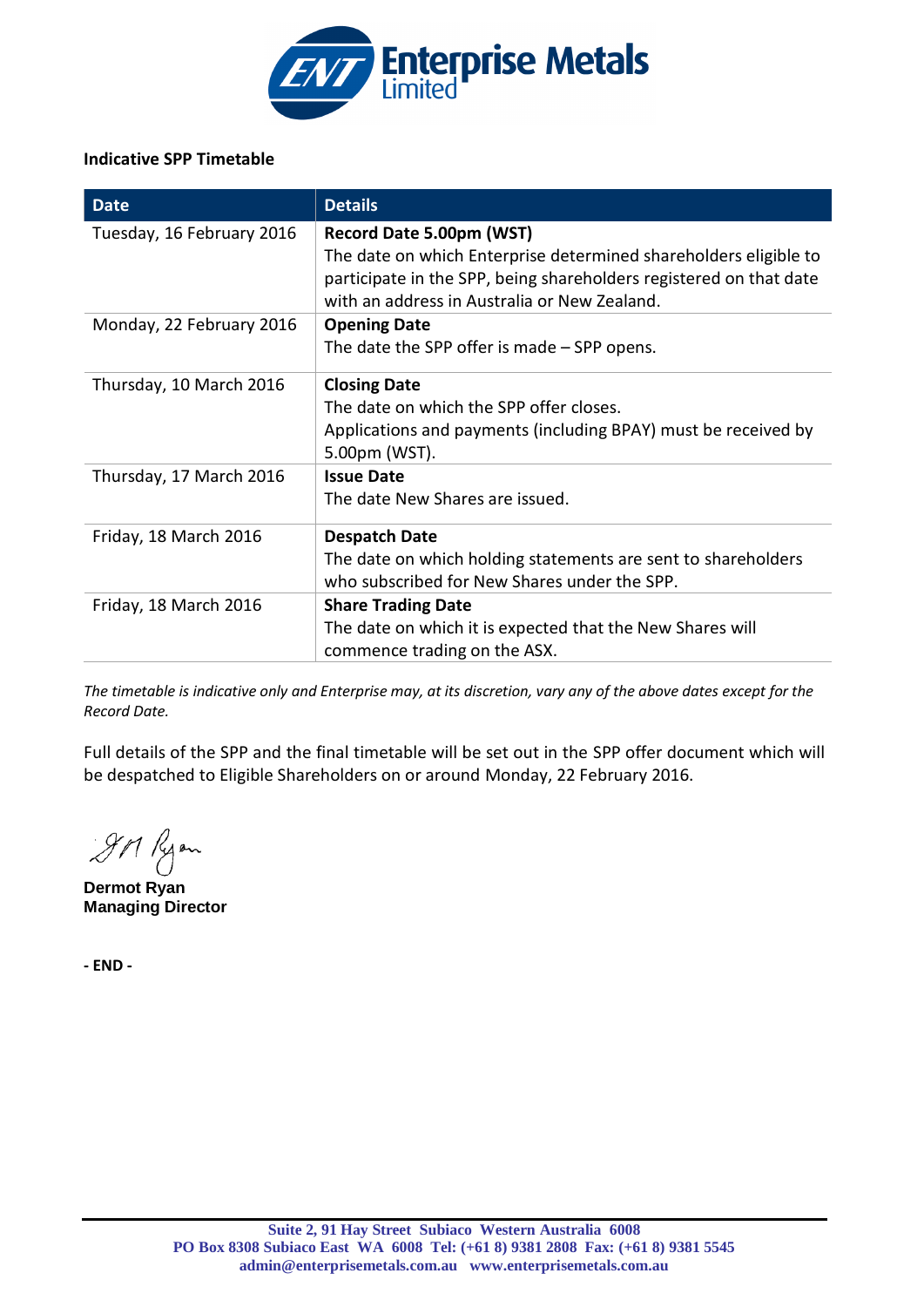**Indicative SPP Timetable**

| Date | Details |
|---|---|
| Tuesday, 16 February 2016 | **Record Date 5.00pm (WST)**<br>The date on which Enterprise determined shareholders eligible to participate in the SPP, being shareholders registered on that date with an address in Australia or New Zealand. |
| Monday, 22 February 2016 | **Opening Date**<br>The date the SPP offer is made – SPP opens. |
| Thursday, 10 March 2016 | **Closing Date**<br>The date on which the SPP offer closes.<br>Applications and payments (including BPAY) must be received by 5.00pm (WST). |
| Thursday, 17 March 2016 | **Issue Date**<br>The date New Shares are issued. |
| Friday, 18 March 2016 | **Despatch Date**<br>The date on which holding statements are sent to shareholders who subscribed for New Shares under the SPP. |
| Friday, 18 March 2016 | **Share Trading Date**<br>The date on which it is expected that the New Shares will commence trading on the ASX. |

*The timetable is indicative only and Enterprise may, at its discretion, vary any of the above dates except for the Record Date.*

Full details of the SPP and the final timetable will be set out in the SPP offer document which will be despatched to Eligible Shareholders on or around Monday, 22 February 2016.

**Dermot Ryan**
**Managing Director**

**- END -**

Suite 2, 91 Hay Street Subiaco Western Australia 6008
PO Box 8308 Subiaco East WA 6008 Tel: (+61 8) 9381 2808 Fax: (+61 8) 9381 5545
admin@enterprisemetals.com.au www.enterprisemetals.com.au